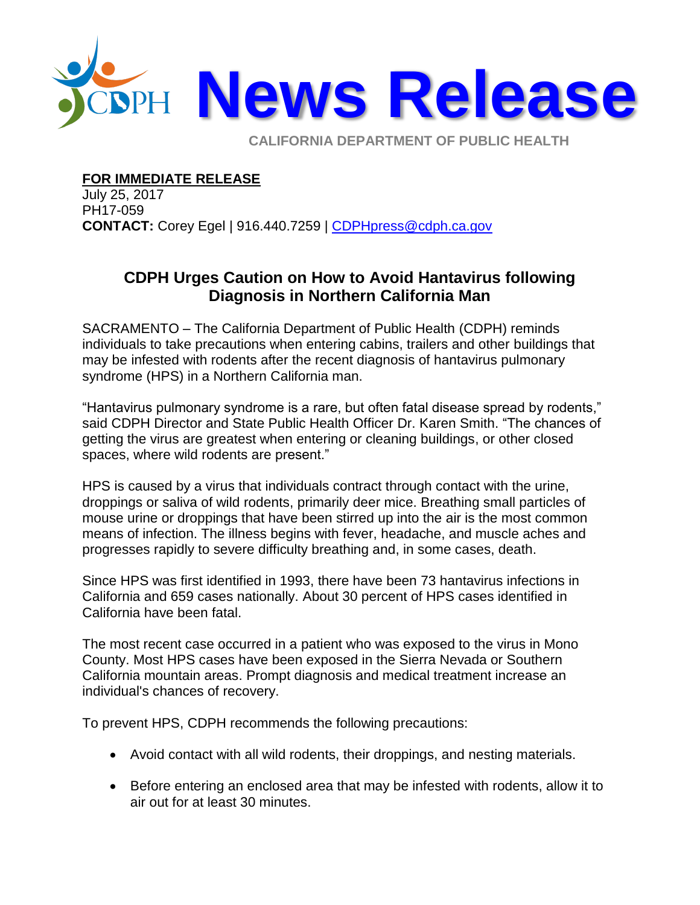# News Release

CALIFORNIA DEPARTMENT OF PUBLIC HEALTH

**FOR IMMEDIATE RELEASE**
July 25, 2017
PH17-059
**CONTACT:** Corey Egel | 916.440.7259 | CDPHpress@cdph.ca.gov

## CDPH Urges Caution on How to Avoid Hantavirus following Diagnosis in Northern California Man

SACRAMENTO – The California Department of Public Health (CDPH) reminds individuals to take precautions when entering cabins, trailers and other buildings that may be infested with rodents after the recent diagnosis of hantavirus pulmonary syndrome (HPS) in a Northern California man.

"Hantavirus pulmonary syndrome is a rare, but often fatal disease spread by rodents," said CDPH Director and State Public Health Officer Dr. Karen Smith. "The chances of getting the virus are greatest when entering or cleaning buildings, or other closed spaces, where wild rodents are present."

HPS is caused by a virus that individuals contract through contact with the urine, droppings or saliva of wild rodents, primarily deer mice. Breathing small particles of mouse urine or droppings that have been stirred up into the air is the most common means of infection. The illness begins with fever, headache, and muscle aches and progresses rapidly to severe difficulty breathing and, in some cases, death.

Since HPS was first identified in 1993, there have been 73 hantavirus infections in California and 659 cases nationally. About 30 percent of HPS cases identified in California have been fatal.

The most recent case occurred in a patient who was exposed to the virus in Mono County. Most HPS cases have been exposed in the Sierra Nevada or Southern California mountain areas. Prompt diagnosis and medical treatment increase an individual's chances of recovery.

To prevent HPS, CDPH recommends the following precautions:

- Avoid contact with all wild rodents, their droppings, and nesting materials.
- Before entering an enclosed area that may be infested with rodents, allow it to air out for at least 30 minutes.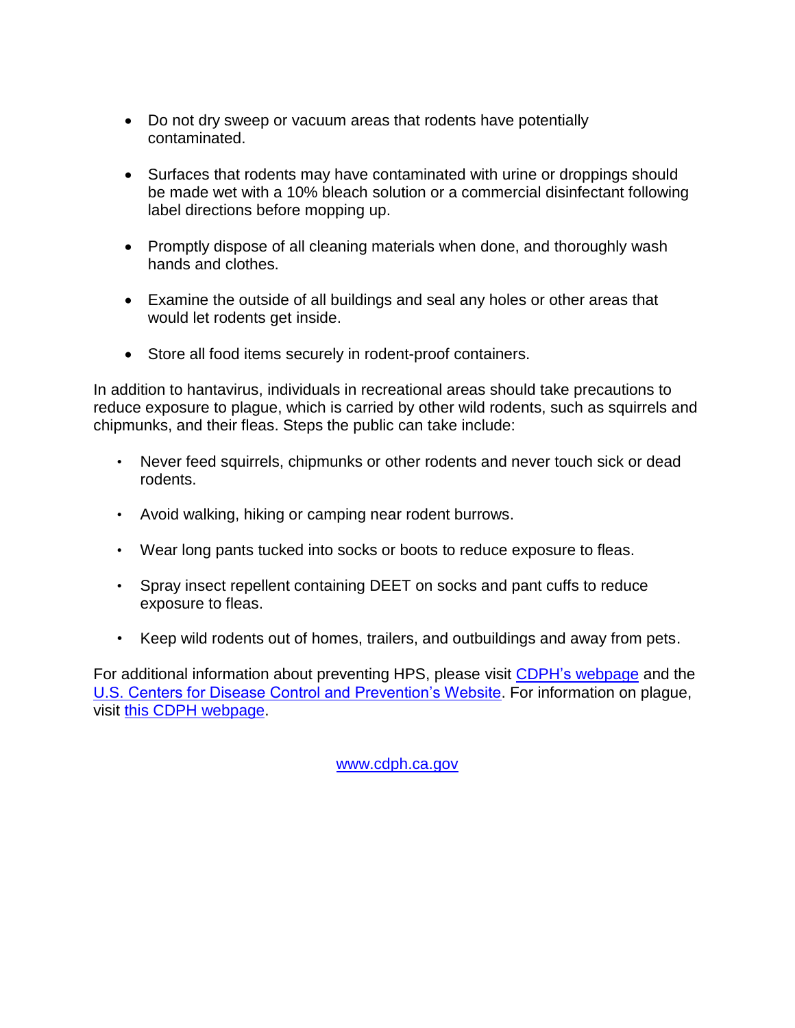- Do not dry sweep or vacuum areas that rodents have potentially contaminated.
- Surfaces that rodents may have contaminated with urine or droppings should be made wet with a 10% bleach solution or a commercial disinfectant following label directions before mopping up.
- Promptly dispose of all cleaning materials when done, and thoroughly wash hands and clothes.
- Examine the outside of all buildings and seal any holes or other areas that would let rodents get inside.
- Store all food items securely in rodent-proof containers.

In addition to hantavirus, individuals in recreational areas should take precautions to reduce exposure to plague, which is carried by other wild rodents, such as squirrels and chipmunks, and their fleas. Steps the public can take include:

- Never feed squirrels, chipmunks or other rodents and never touch sick or dead rodents.
- Avoid walking, hiking or camping near rodent burrows.
- Wear long pants tucked into socks or boots to reduce exposure to fleas.
- Spray insect repellent containing DEET on socks and pant cuffs to reduce exposure to fleas.
- Keep wild rodents out of homes, trailers, and outbuildings and away from pets.

For additional information about preventing HPS, please visit CDPH's webpage and the U.S. Centers for Disease Control and Prevention's Website. For information on plague, visit this CDPH webpage.

www.cdph.ca.gov